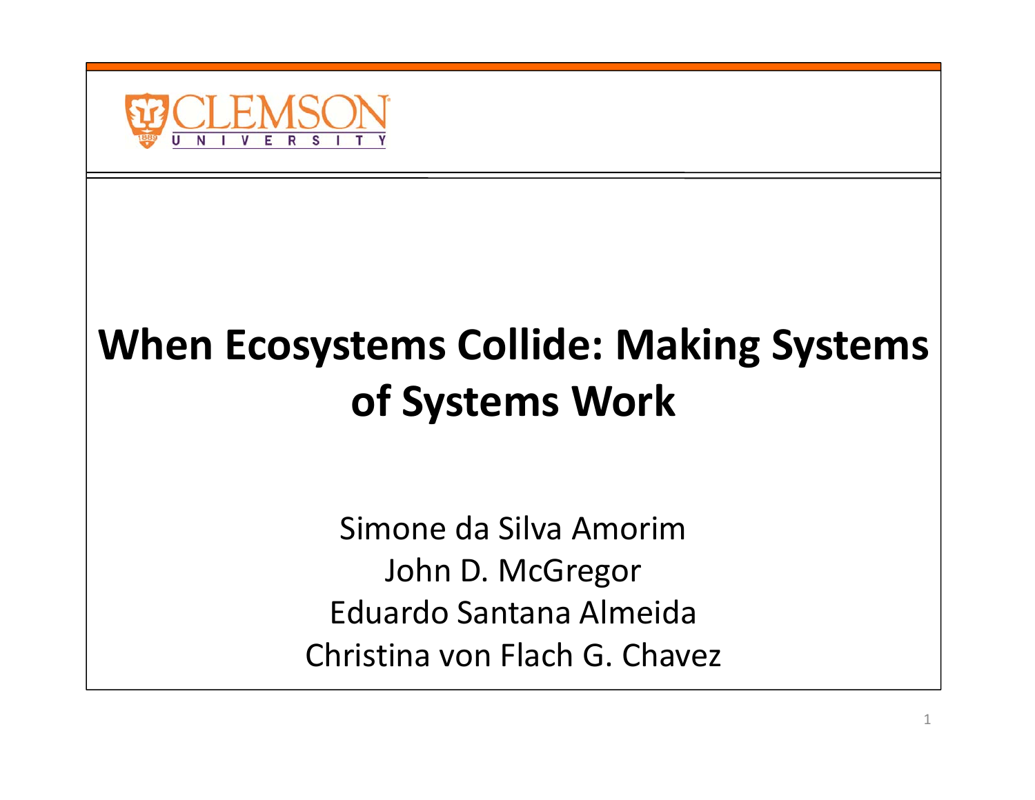CLEMSON UNIVERSITY

# When Ecosystems Collide: Making Systems of Systems Work

Simone da Silva Amorim
John D. McGregor
Eduardo Santana Almeida
Christina von Flach G. Chavez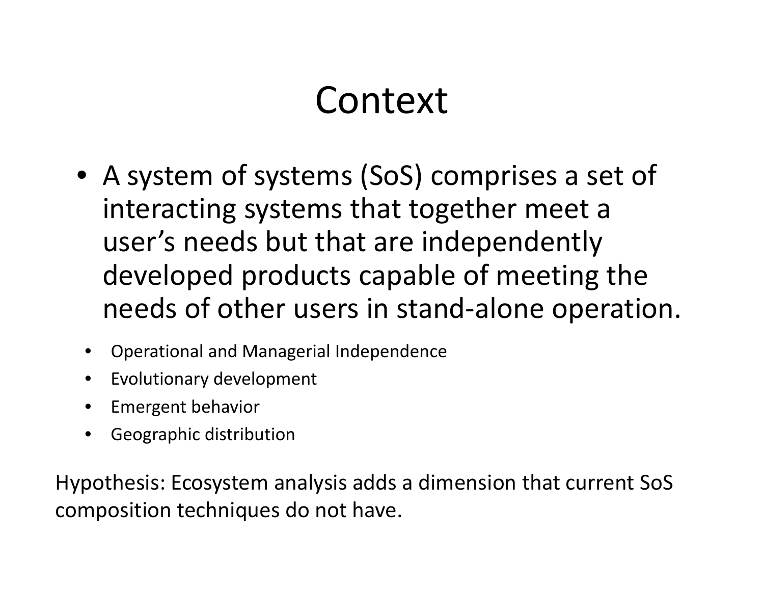# Context

- A system of systems (SoS) comprises a set of interacting systems that together meet a user's needs but that are independently developed products capable of meeting the needs of other users in stand-alone operation.
  - Operational and Managerial Independence
  - Evolutionary development
  - Emergent behavior
  - Geographic distribution

Hypothesis: Ecosystem analysis adds a dimension that current SoS composition techniques do not have.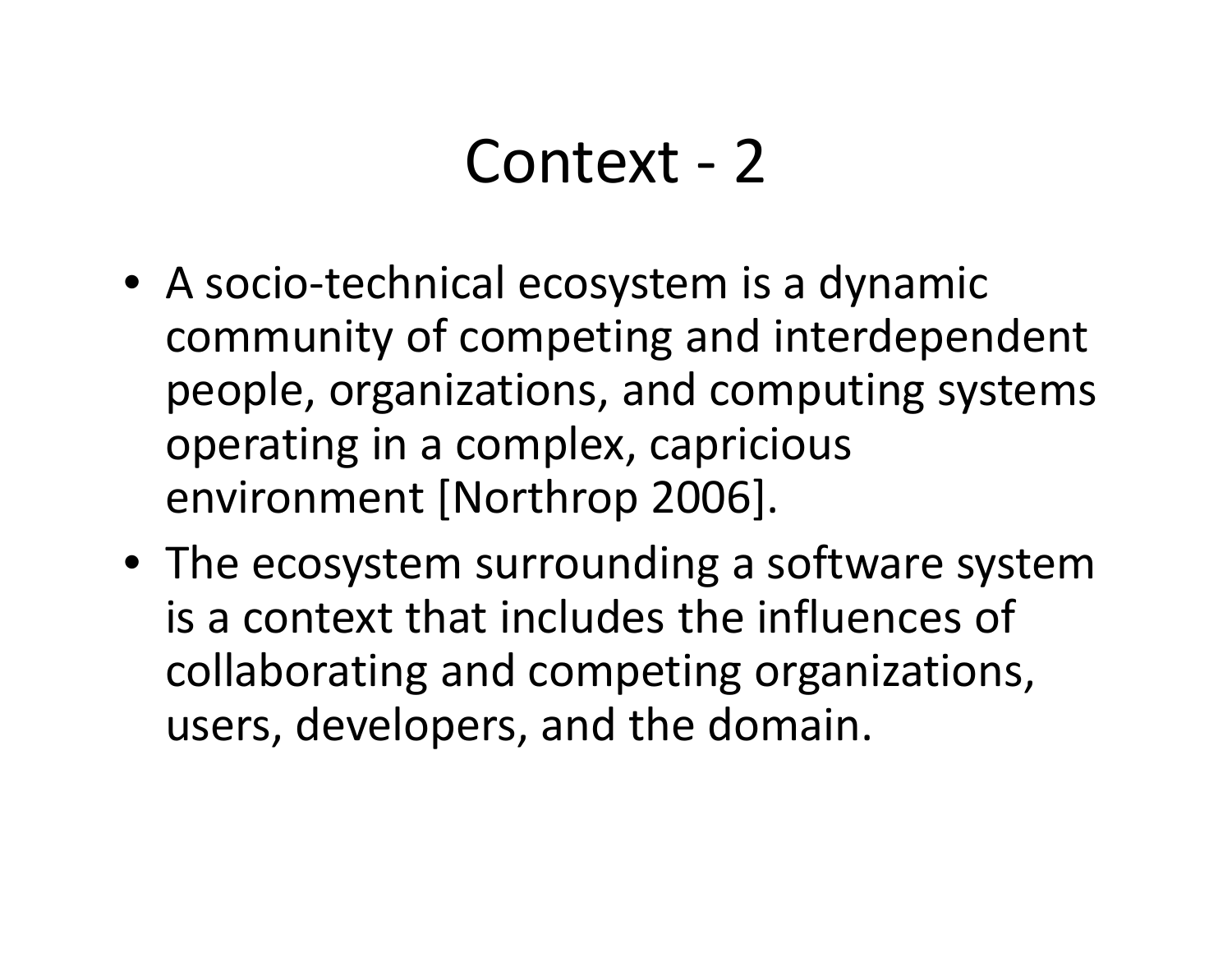# Context - 2

- A socio-technical ecosystem is a dynamic community of competing and interdependent people, organizations, and computing systems operating in a complex, capricious environment [Northrop 2006].
- The ecosystem surrounding a software system is a context that includes the influences of collaborating and competing organizations, users, developers, and the domain.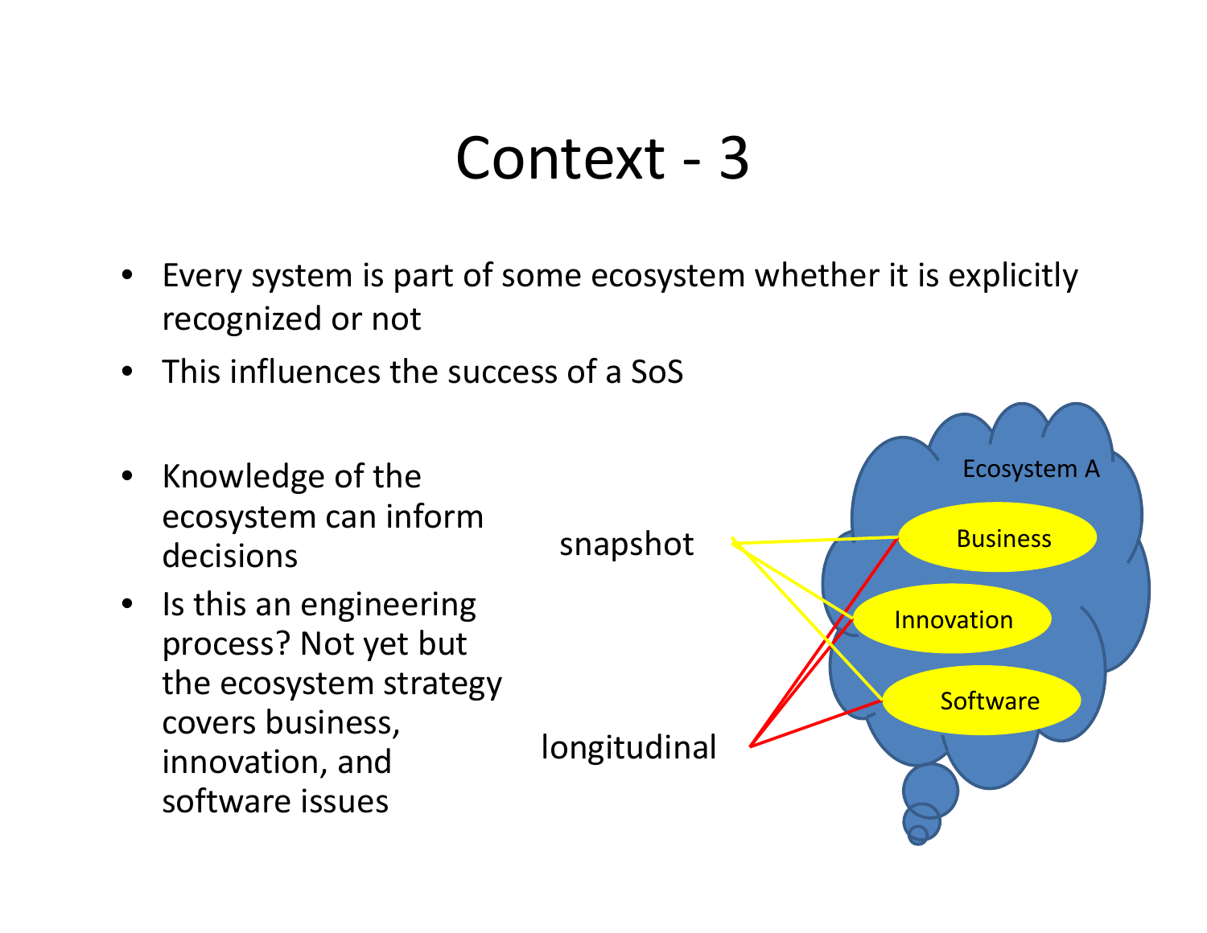# Context - 3

- Every system is part of some ecosystem whether it is explicitly recognized or not
- This influences the success of a SoS

- Knowledge of the ecosystem can inform decisions
- Is this an engineering process? Not yet but the ecosystem strategy covers business, innovation, and software issues

snapshot

longitudinal

Ecosystem A

Business

Innovation

Software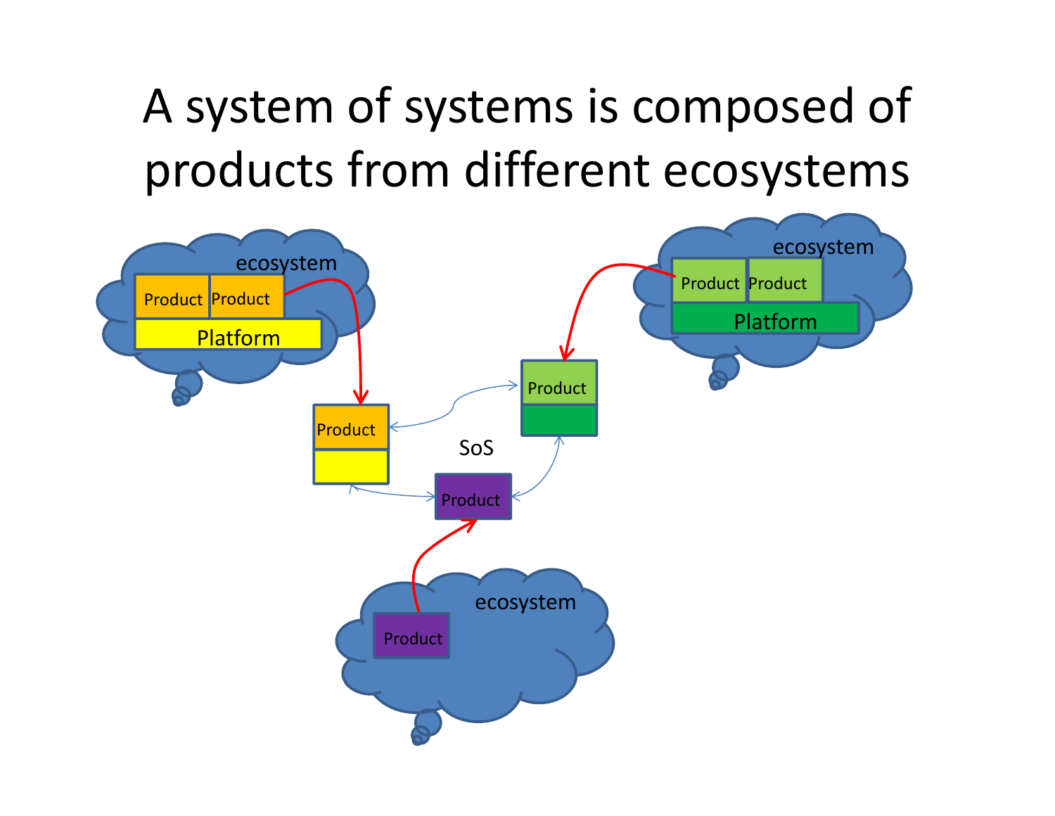# A system of systems is composed of products from different ecosystems

ecosystem

Product | Product

Platform

ecosystem

Product | Product

Platform

Product

Product

SoS

Product

ecosystem

Product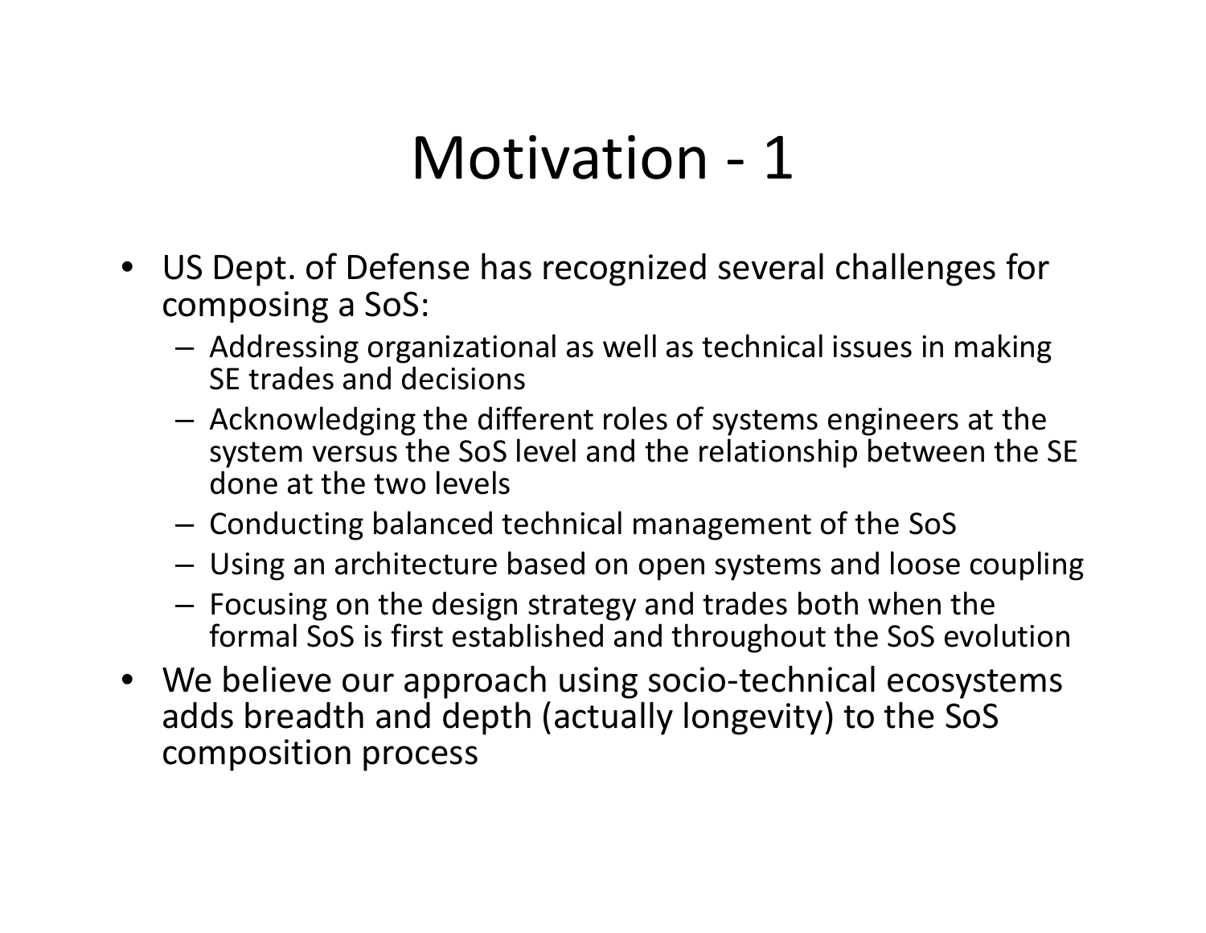# Motivation - 1

- US Dept. of Defense has recognized several challenges for composing a SoS:
  - Addressing organizational as well as technical issues in making SE trades and decisions
  - Acknowledging the different roles of systems engineers at the system versus the SoS level and the relationship between the SE done at the two levels
  - Conducting balanced technical management of the SoS
  - Using an architecture based on open systems and loose coupling
  - Focusing on the design strategy and trades both when the formal SoS is first established and throughout the SoS evolution
- We believe our approach using socio-technical ecosystems adds breadth and depth (actually longevity) to the SoS composition process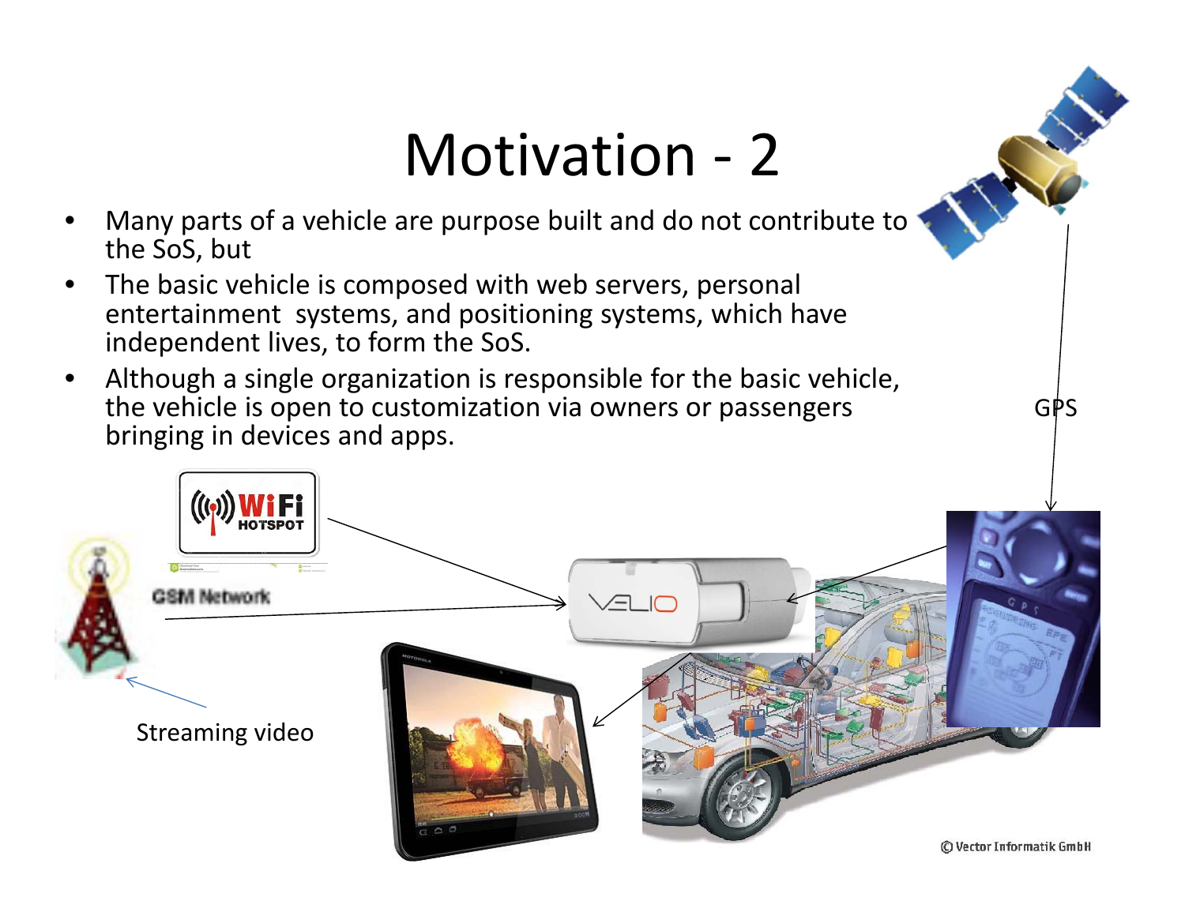# Motivation - 2

- Many parts of a vehicle are purpose built and do not contribute to the SoS, but
- The basic vehicle is composed with web servers, personal entertainment systems, and positioning systems, which have independent lives, to form the SoS.
- Although a single organization is responsible for the basic vehicle, the vehicle is open to customization via owners or passengers bringing in devices and apps.

GPS

GSM Network

Streaming video

© Vector Informatik GmbH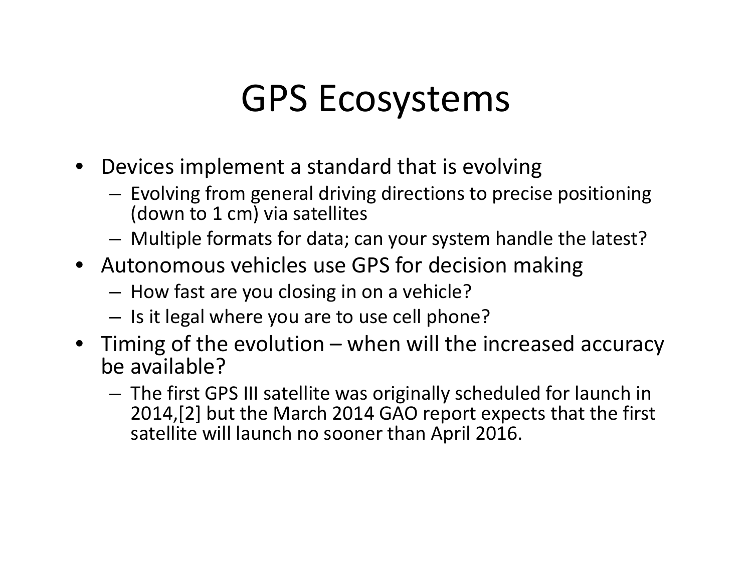# GPS Ecosystems

- Devices implement a standard that is evolving
  - Evolving from general driving directions to precise positioning (down to 1 cm) via satellites
  - Multiple formats for data; can your system handle the latest?
- Autonomous vehicles use GPS for decision making
  - How fast are you closing in on a vehicle?
  - Is it legal where you are to use cell phone?
- Timing of the evolution – when will the increased accuracy be available?
  - The first GPS III satellite was originally scheduled for launch in 2014,[2] but the March 2014 GAO report expects that the first satellite will launch no sooner than April 2016.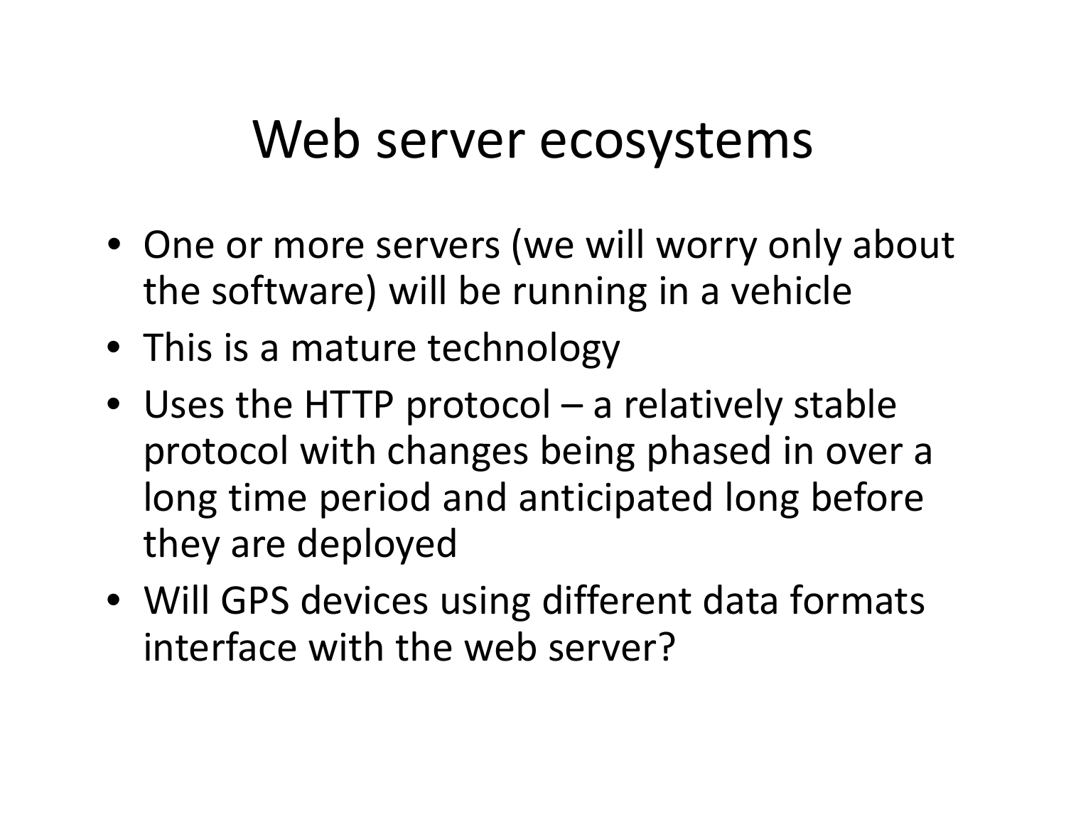# Web server ecosystems

- One or more servers (we will worry only about the software) will be running in a vehicle
- This is a mature technology
- Uses the HTTP protocol – a relatively stable protocol with changes being phased in over a long time period and anticipated long before they are deployed
- Will GPS devices using different data formats interface with the web server?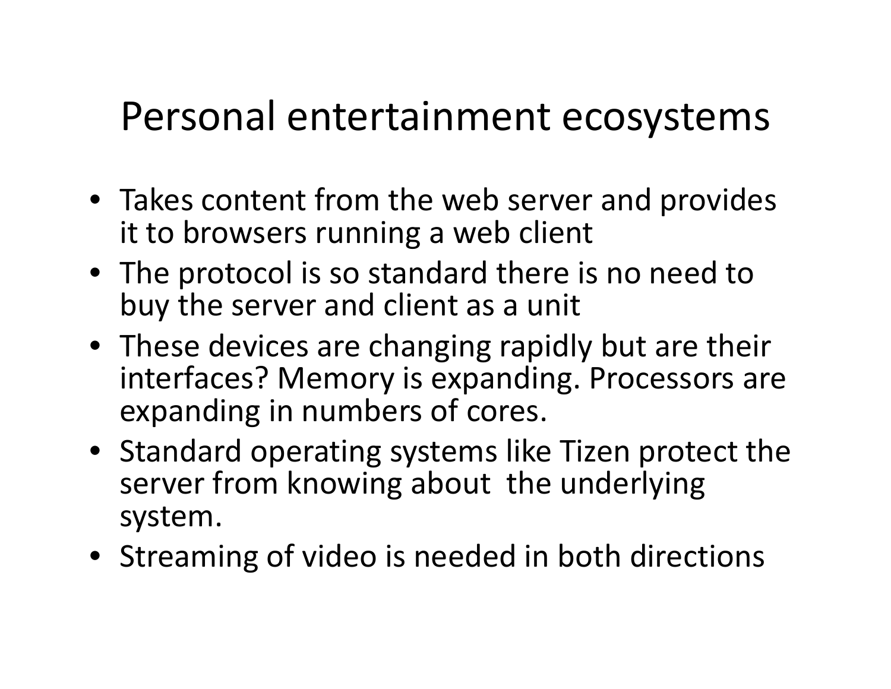# Personal entertainment ecosystems

- Takes content from the web server and provides it to browsers running a web client
- The protocol is so standard there is no need to buy the server and client as a unit
- These devices are changing rapidly but are their interfaces? Memory is expanding. Processors are expanding in numbers of cores.
- Standard operating systems like Tizen protect the server from knowing about the underlying system.
- Streaming of video is needed in both directions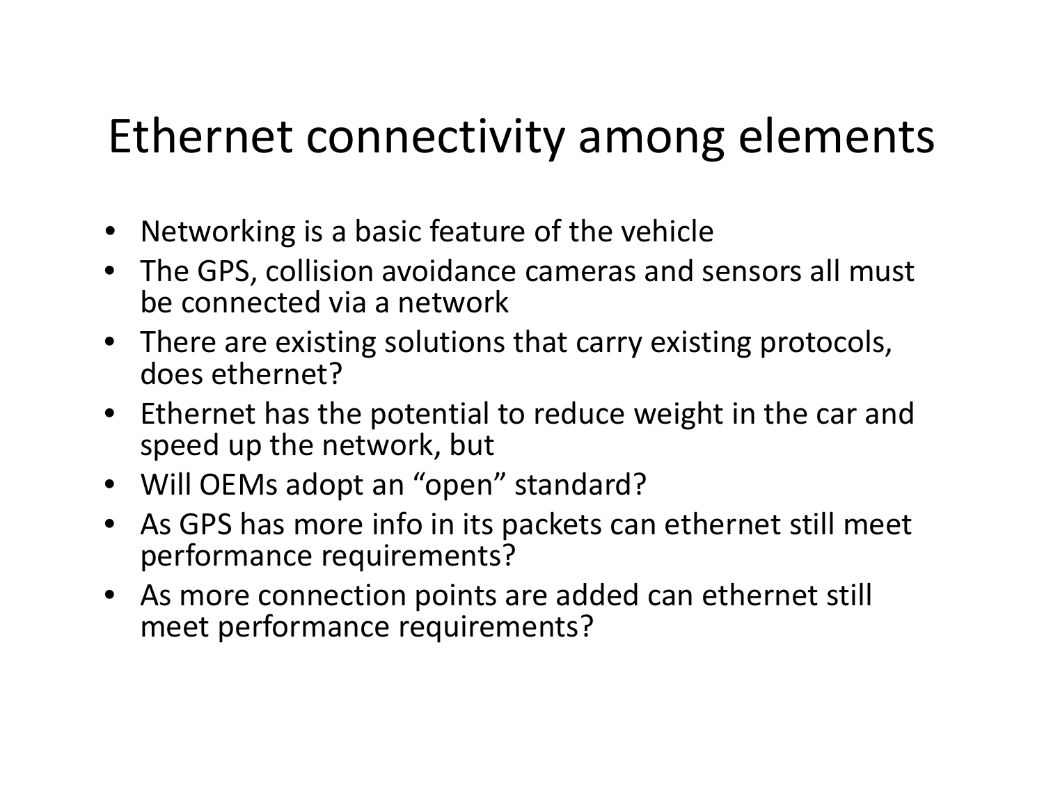# Ethernet connectivity among elements

- Networking is a basic feature of the vehicle
- The GPS, collision avoidance cameras and sensors all must be connected via a network
- There are existing solutions that carry existing protocols, does ethernet?
- Ethernet has the potential to reduce weight in the car and speed up the network, but
- Will OEMs adopt an "open" standard?
- As GPS has more info in its packets can ethernet still meet performance requirements?
- As more connection points are added can ethernet still meet performance requirements?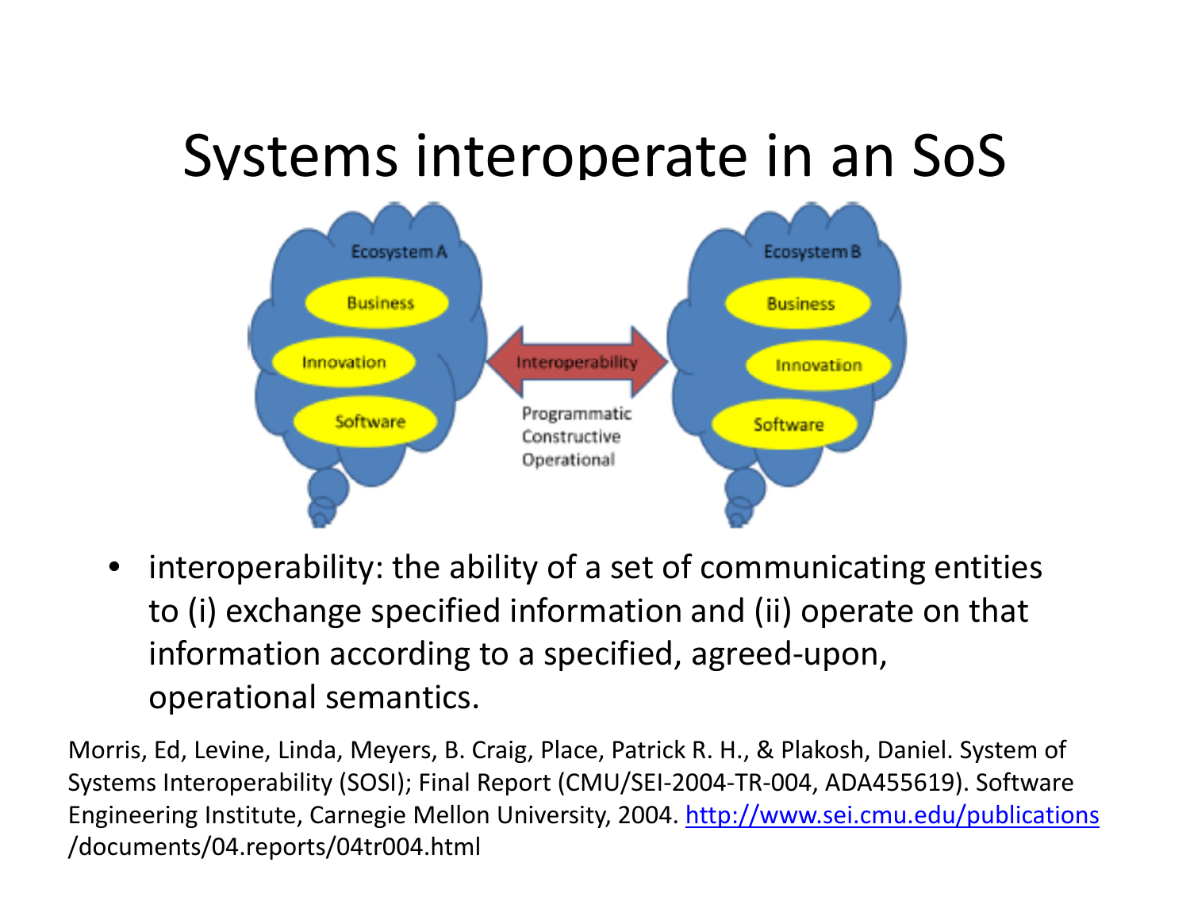# Systems interoperate in an SoS

Ecosystem A

Business

Innovation

Software

Interoperability

Programmatic
Constructive
Operational

Ecosystem B

Business

Innovation

Software

- interoperability: the ability of a set of communicating entities to (i) exchange specified information and (ii) operate on that information according to a specified, agreed-upon, operational semantics.

Morris, Ed, Levine, Linda, Meyers, B. Craig, Place, Patrick R. H., & Plakosh, Daniel. System of Systems Interoperability (SOSI); Final Report (CMU/SEI-2004-TR-004, ADA455619). Software Engineering Institute, Carnegie Mellon University, 2004. http://www.sei.cmu.edu/publications/documents/04.reports/04tr004.html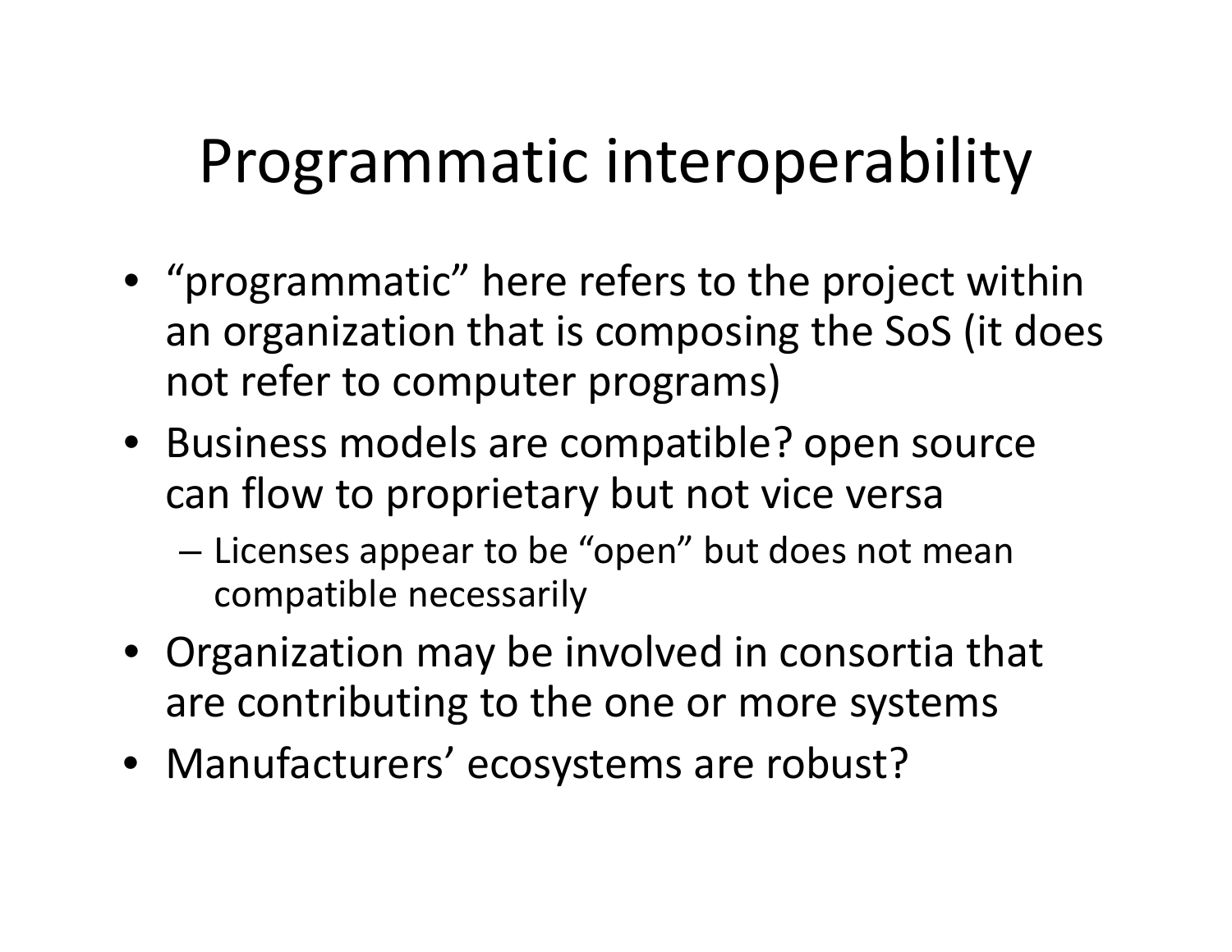# Programmatic interoperability

- "programmatic" here refers to the project within an organization that is composing the SoS (it does not refer to computer programs)
- Business models are compatible? open source can flow to proprietary but not vice versa
  - Licenses appear to be "open" but does not mean compatible necessarily
- Organization may be involved in consortia that are contributing to the one or more systems
- Manufacturers' ecosystems are robust?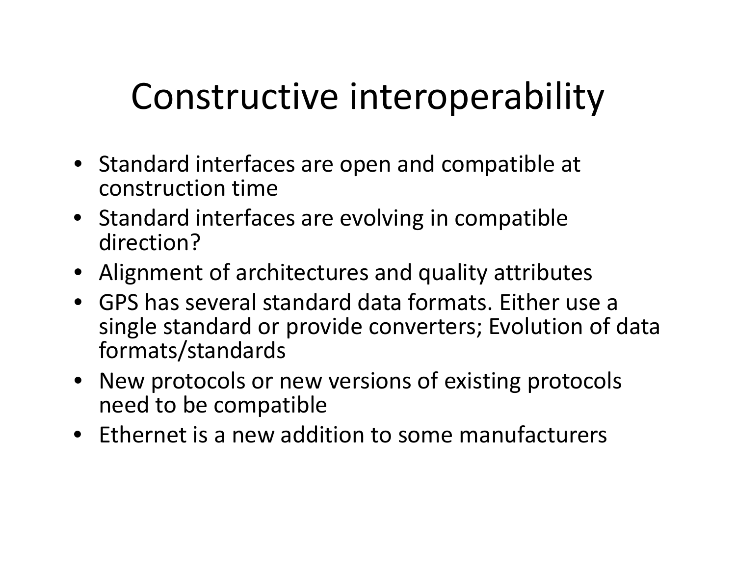# Constructive interoperability

- Standard interfaces are open and compatible at construction time
- Standard interfaces are evolving in compatible direction?
- Alignment of architectures and quality attributes
- GPS has several standard data formats. Either use a single standard or provide converters; Evolution of data formats/standards
- New protocols or new versions of existing protocols need to be compatible
- Ethernet is a new addition to some manufacturers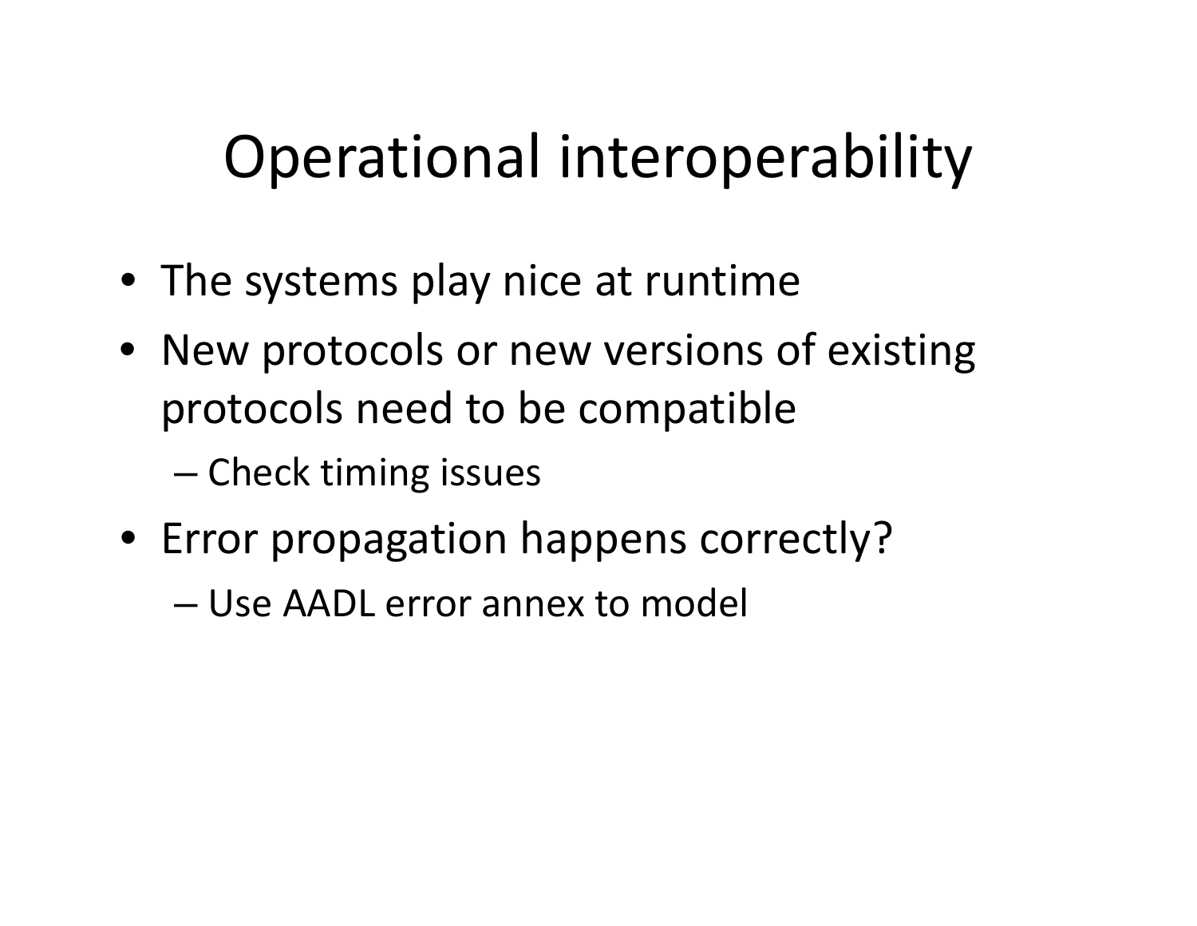# Operational interoperability

- The systems play nice at runtime
- New protocols or new versions of existing protocols need to be compatible
  - Check timing issues
- Error propagation happens correctly?
  - Use AADL error annex to model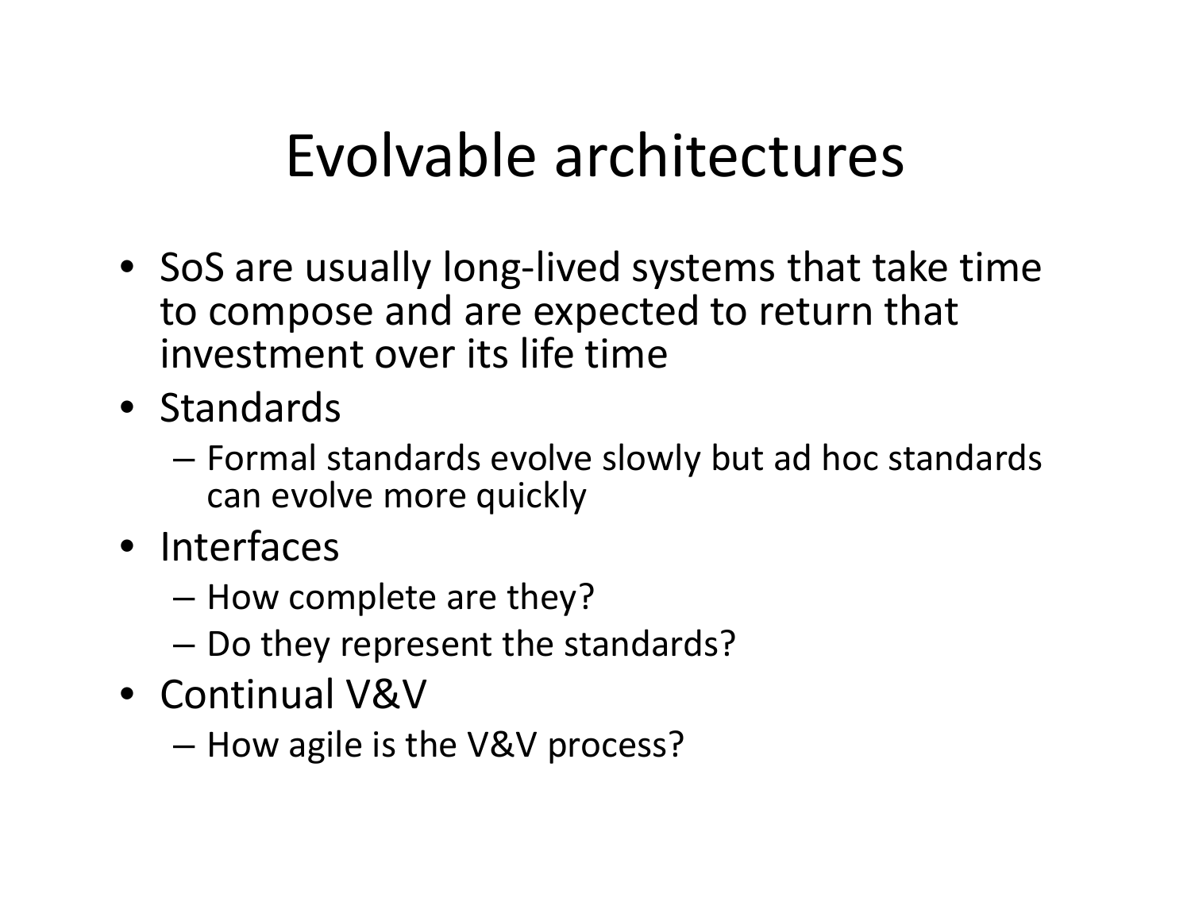# Evolvable architectures

- SoS are usually long-lived systems that take time to compose and are expected to return that investment over its life time
- Standards
  - Formal standards evolve slowly but ad hoc standards can evolve more quickly
- Interfaces
  - How complete are they?
  - Do they represent the standards?
- Continual V&V
  - How agile is the V&V process?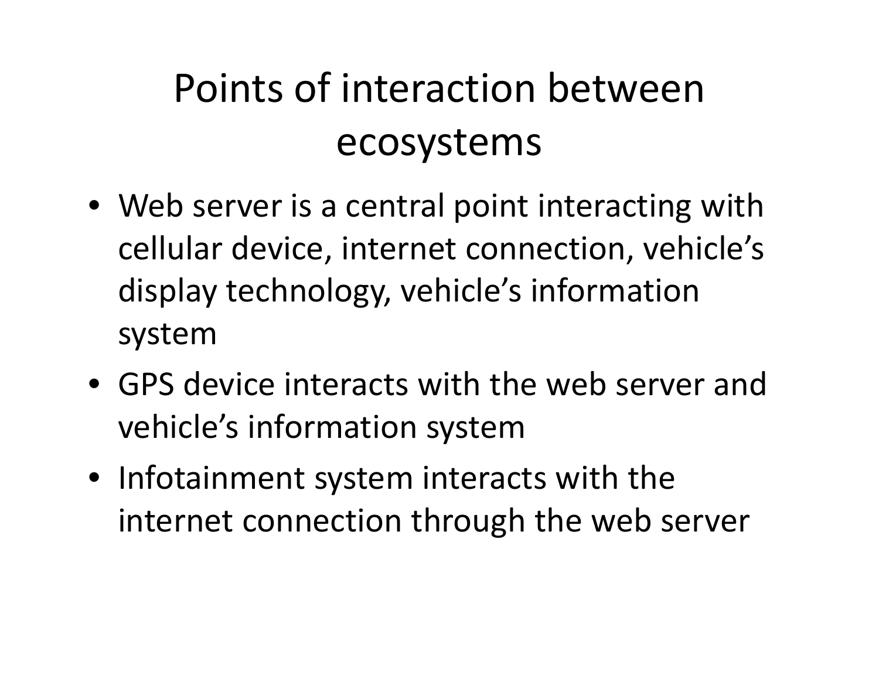# Points of interaction between ecosystems

- Web server is a central point interacting with cellular device, internet connection, vehicle's display technology, vehicle's information system
- GPS device interacts with the web server and vehicle's information system
- Infotainment system interacts with the internet connection through the web server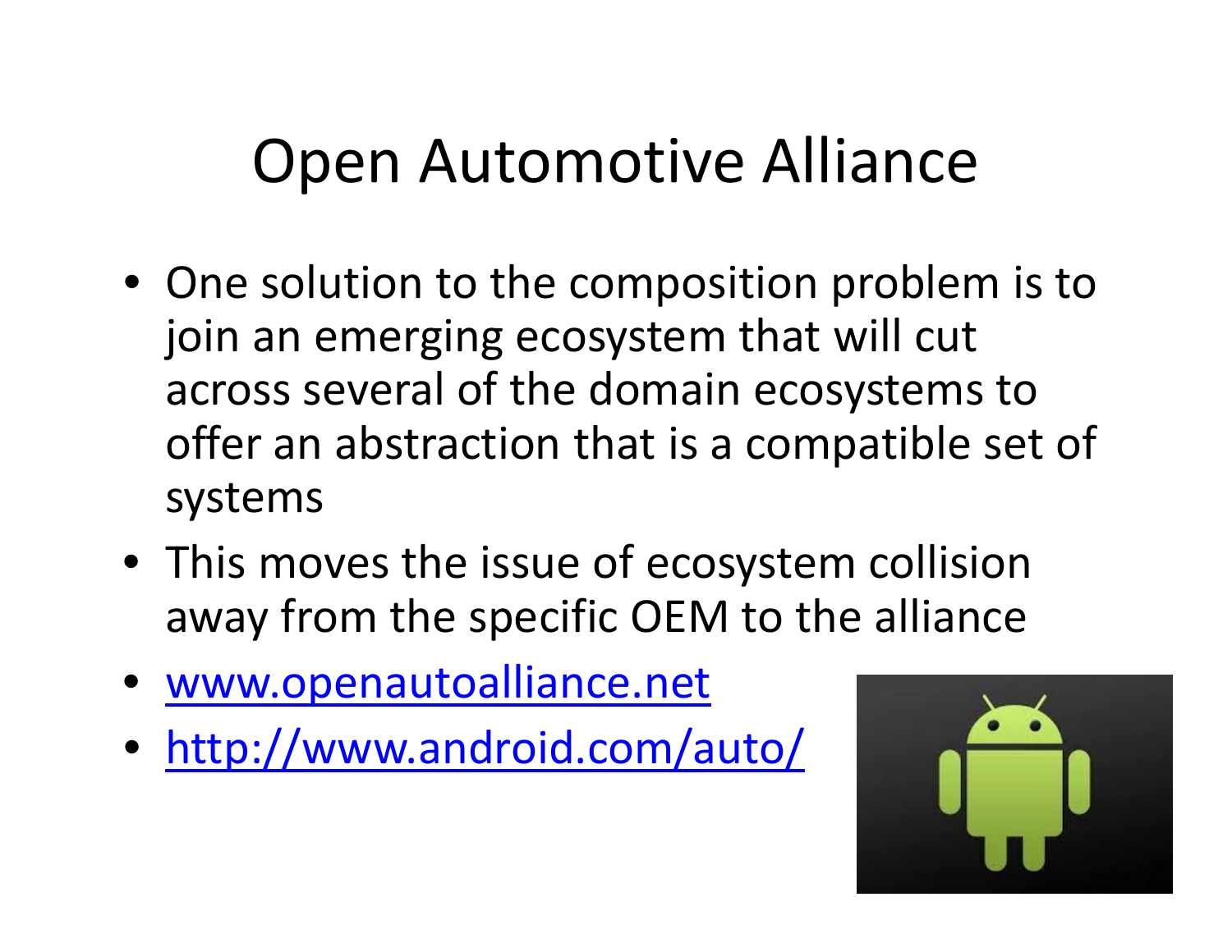# Open Automotive Alliance

- One solution to the composition problem is to join an emerging ecosystem that will cut across several of the domain ecosystems to offer an abstraction that is a compatible set of systems
- This moves the issue of ecosystem collision away from the specific OEM to the alliance
- www.openautoalliance.net
- http://www.android.com/auto/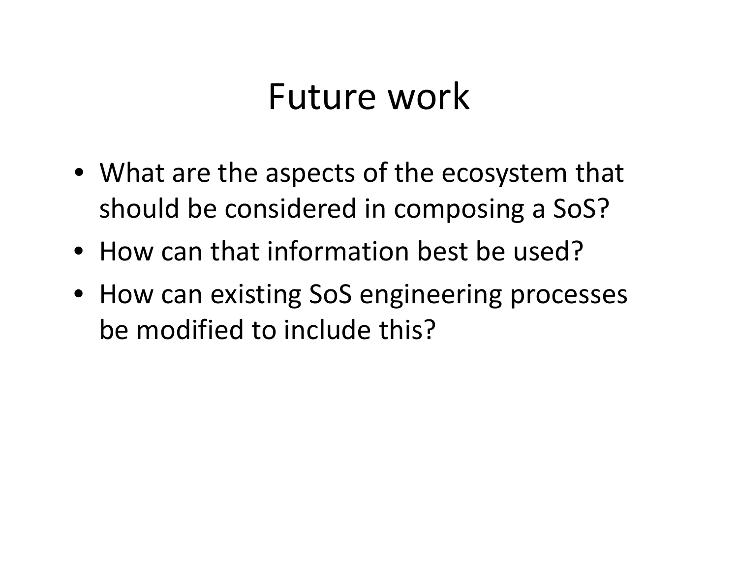# Future work

- What are the aspects of the ecosystem that should be considered in composing a SoS?
- How can that information best be used?
- How can existing SoS engineering processes be modified to include this?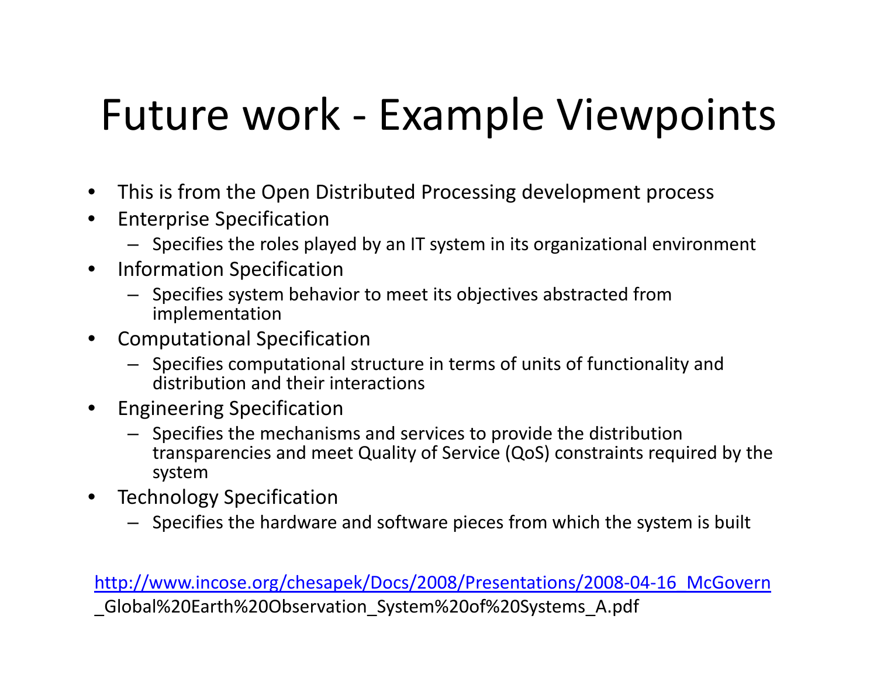# Future work - Example Viewpoints

- This is from the Open Distributed Processing development process
- Enterprise Specification
  - Specifies the roles played by an IT system in its organizational environment
- Information Specification
  - Specifies system behavior to meet its objectives abstracted from implementation
- Computational Specification
  - Specifies computational structure in terms of units of functionality and distribution and their interactions
- Engineering Specification
  - Specifies the mechanisms and services to provide the distribution transparencies and meet Quality of Service (QoS) constraints required by the system
- Technology Specification
  - Specifies the hardware and software pieces from which the system is built

http://www.incose.org/chesapek/Docs/2008/Presentations/2008-04-16_McGovern_Global%20Earth%20Observation_System%20of%20Systems_A.pdf